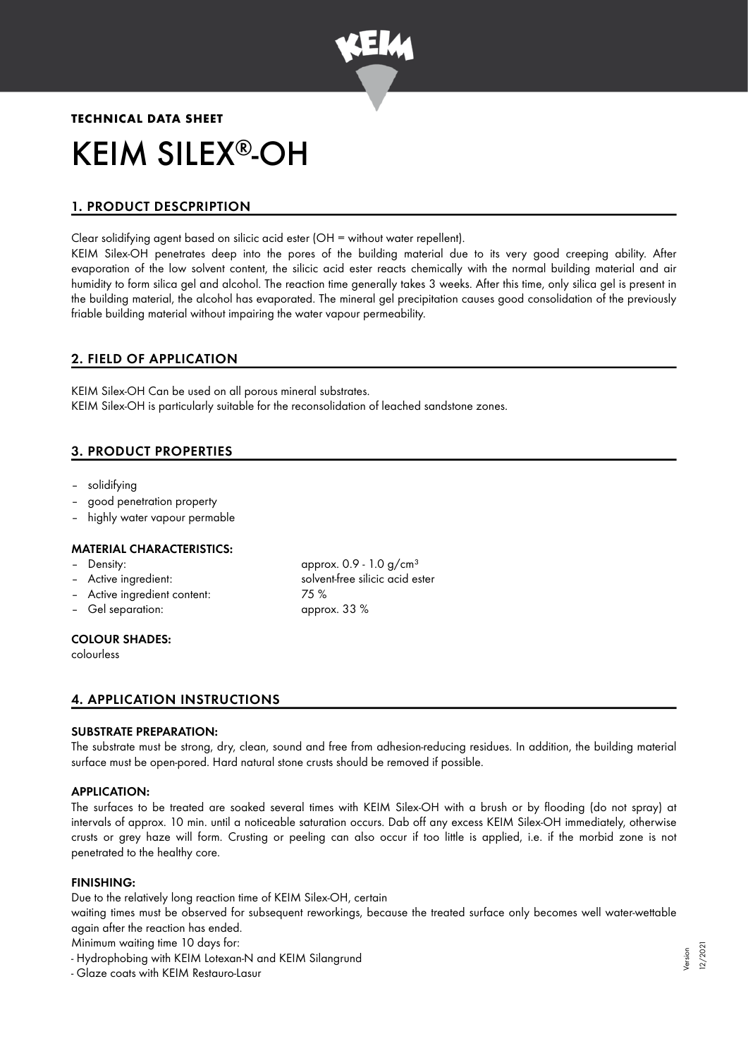**TECHNICAL DATA SHEET**

# KEIM SILEX®-OH

## 1. PRODUCT DESCPRIPTION

Clear solidifying agent based on silicic acid ester (OH = without water repellent).

KEIM Silex-OH penetrates deep into the pores of the building material due to its very good creeping ability. After evaporation of the low solvent content, the silicic acid ester reacts chemically with the normal building material and air humidity to form silica gel and alcohol. The reaction time generally takes 3 weeks. After this time, only silica gel is present in the building material, the alcohol has evaporated. The mineral gel precipitation causes good consolidation of the previously friable building material without impairing the water vapour permeability.

## 2. FIELD OF APPLICATION

KEIM Silex-OH Can be used on all porous mineral substrates.
KEIM Silex-OH is particularly suitable for the reconsolidation of leached sandstone zones.

## 3. PRODUCT PROPERTIES

- solidifying
- good penetration property
- highly water vapour permable

### MATERIAL CHARACTERISTICS:

- Density: approx. 0.9 - 1.0 g/cm³
- Active ingredient: solvent-free silicic acid ester
- Active ingredient content: 75 %
- Gel separation: approx. 33 %

### COLOUR SHADES:

colourless

## 4. APPLICATION INSTRUCTIONS

### SUBSTRATE PREPARATION:

The substrate must be strong, dry, clean, sound and free from adhesion-reducing residues. In addition, the building material surface must be open-pored. Hard natural stone crusts should be removed if possible.

### APPLICATION:

The surfaces to be treated are soaked several times with KEIM Silex-OH with a brush or by flooding (do not spray) at intervals of approx. 10 min. until a noticeable saturation occurs. Dab off any excess KEIM Silex-OH immediately, otherwise crusts or grey haze will form. Crusting or peeling can also occur if too little is applied, i.e. if the morbid zone is not penetrated to the healthy core.

### FINISHING:

Due to the relatively long reaction time of KEIM Silex-OH, certain
waiting times must be observed for subsequent reworkings, because the treated surface only becomes well water-wettable again after the reaction has ended.
Minimum waiting time 10 days for:
- Hydrophobing with KEIM Lotexan-N and KEIM Silangrund
- Glaze coats with KEIM Restauro-Lasur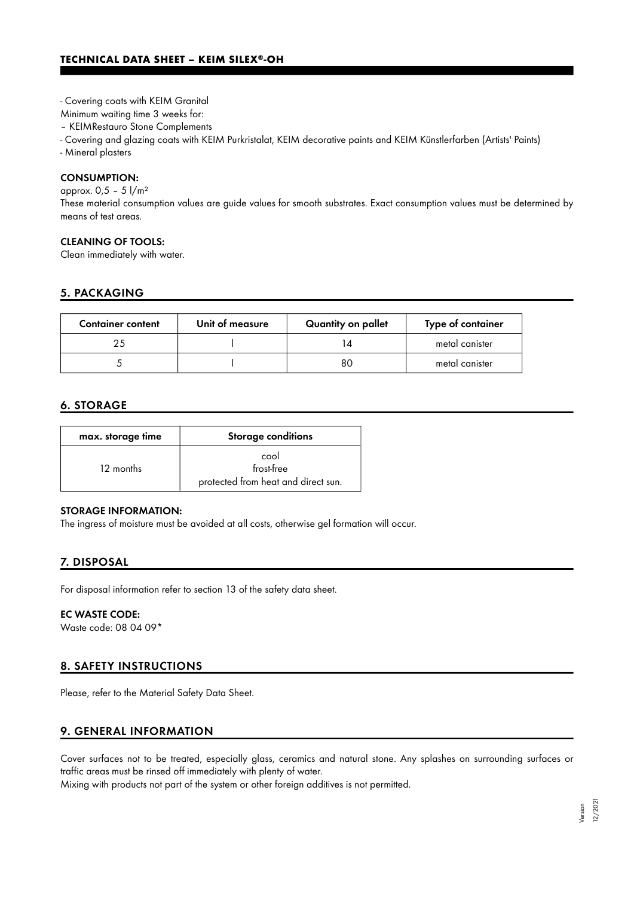- Covering coats with KEIM Granital

Minimum waiting time 3 weeks for:

– KEIMRestauro Stone Complements

- Covering and glazing coats with KEIM Purkristalat, KEIM decorative paints and KEIM Künstlerfarben (Artists' Paints)

- Mineral plasters

**CONSUMPTION:**

approx. 0,5 – 5 l/m²

These material consumption values are guide values for smooth substrates. Exact consumption values must be determined by means of test areas.

**CLEANING OF TOOLS:**

Clean immediately with water.

## 5. PACKAGING

| Container content | Unit of measure | Quantity on pallet | Type of container |
|---|---|---|---|
| 25 | l | 14 | metal canister |
| 5 | l | 80 | metal canister |

## 6. STORAGE

| max. storage time | Storage conditions |
|---|---|
| 12 months | cool<br>frost-free<br>protected from heat and direct sun. |

**STORAGE INFORMATION:**

The ingress of moisture must be avoided at all costs, otherwise gel formation will occur.

## 7. DISPOSAL

For disposal information refer to section 13 of the safety data sheet.

**EC WASTE CODE:**

Waste code: 08 04 09*

## 8. SAFETY INSTRUCTIONS

Please, refer to the Material Safety Data Sheet.

## 9. GENERAL INFORMATION

Cover surfaces not to be treated, especially glass, ceramics and natural stone. Any splashes on surrounding surfaces or traffic areas must be rinsed off immediately with plenty of water.

Mixing with products not part of the system or other foreign additives is not permitted.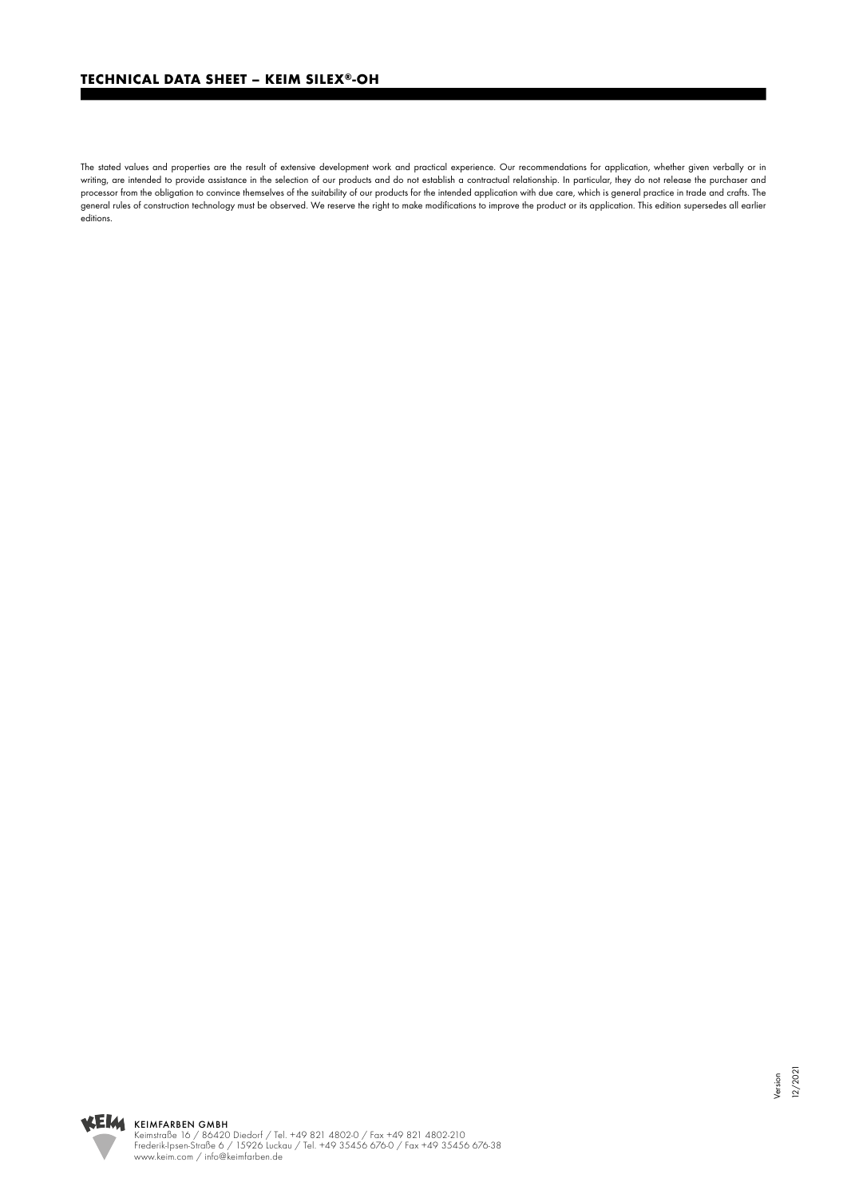The stated values and properties are the result of extensive development work and practical experience. Our recommendations for application, whether given verbally or in writing, are intended to provide assistance in the selection of our products and do not establish a contractual relationship. In particular, they do not release the purchaser and processor from the obligation to convince themselves of the suitability of our products for the intended application with due care, which is general practice in trade and crafts. The general rules of construction technology must be observed. We reserve the right to make modifications to improve the product or its application. This edition supersedes all earlier editions.